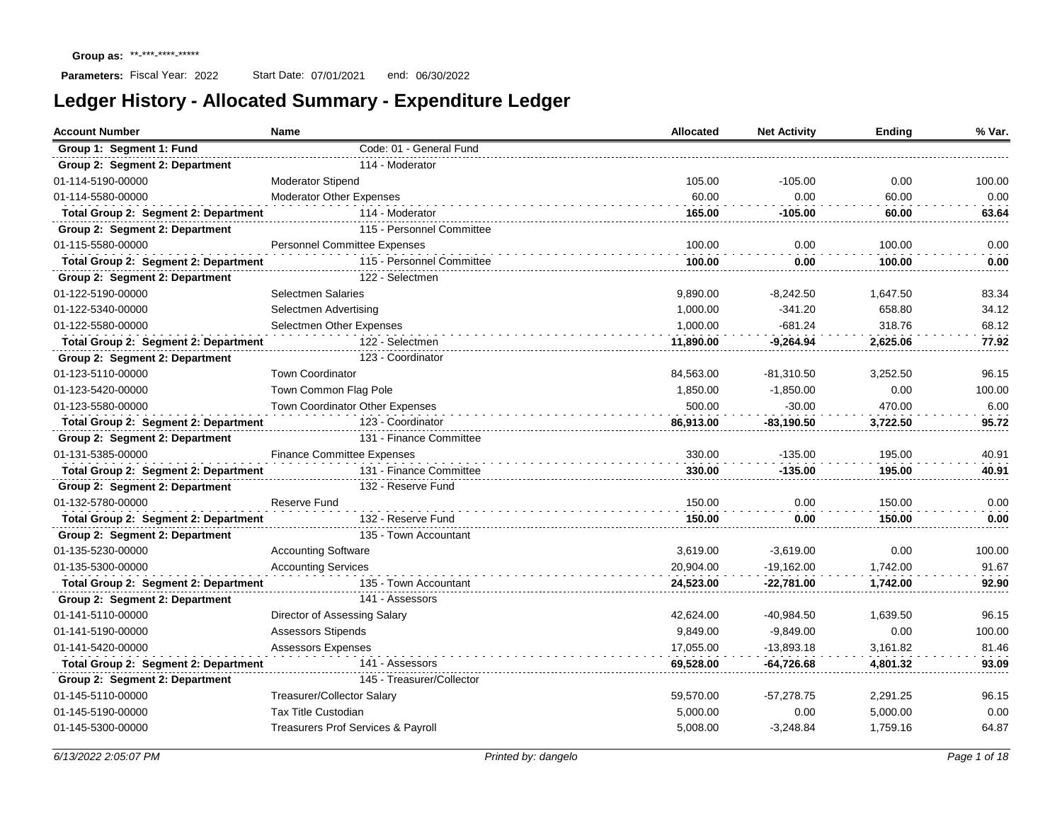**Group as:** \*\*-\*\*\*-\*\*\*\*-\*\*\*\*\*

**Parameters:** Fiscal Year: 2022 Start Date: 07/01/2021 end: 06/30/2022

# Ledger History - Allocated Summary - Expenditure Ledger

| Account Number | Name | Allocated | Net Activity | Ending | % Var. |
|---|---|---|---|---|---|
| **Group 1: Segment 1: Fund** | Code: 01 - General Fund | | | | |
| **Group 2: Segment 2: Department** | 114 - Moderator | | | | |
| 01-114-5190-00000 | Moderator Stipend | 105.00 | -105.00 | 0.00 | 100.00 |
| 01-114-5580-00000 | Moderator Other Expenses | 60.00 | 0.00 | 60.00 | 0.00 |
| **Total Group 2: Segment 2: Department** | 114 - Moderator | **165.00** | **-105.00** | **60.00** | **63.64** |
| **Group 2: Segment 2: Department** | 115 - Personnel Committee | | | | |
| 01-115-5580-00000 | Personnel Committee Expenses | 100.00 | 0.00 | 100.00 | 0.00 |
| **Total Group 2: Segment 2: Department** | 115 - Personnel Committee | **100.00** | **0.00** | **100.00** | **0.00** |
| **Group 2: Segment 2: Department** | 122 - Selectmen | | | | |
| 01-122-5190-00000 | Selectmen Salaries | 9,890.00 | -8,242.50 | 1,647.50 | 83.34 |
| 01-122-5340-00000 | Selectmen Advertising | 1,000.00 | -341.20 | 658.80 | 34.12 |
| 01-122-5580-00000 | Selectmen Other Expenses | 1,000.00 | -681.24 | 318.76 | 68.12 |
| **Total Group 2: Segment 2: Department** | 122 - Selectmen | **11,890.00** | **-9,264.94** | **2,625.06** | **77.92** |
| **Group 2: Segment 2: Department** | 123 - Coordinator | | | | |
| 01-123-5110-00000 | Town Coordinator | 84,563.00 | -81,310.50 | 3,252.50 | 96.15 |
| 01-123-5420-00000 | Town Common Flag Pole | 1,850.00 | -1,850.00 | 0.00 | 100.00 |
| 01-123-5580-00000 | Town Coordinator Other Expenses | 500.00 | -30.00 | 470.00 | 6.00 |
| **Total Group 2: Segment 2: Department** | 123 - Coordinator | **86,913.00** | **-83,190.50** | **3,722.50** | **95.72** |
| **Group 2: Segment 2: Department** | 131 - Finance Committee | | | | |
| 01-131-5385-00000 | Finance Committee Expenses | 330.00 | -135.00 | 195.00 | 40.91 |
| **Total Group 2: Segment 2: Department** | 131 - Finance Committee | **330.00** | **-135.00** | **195.00** | **40.91** |
| **Group 2: Segment 2: Department** | 132 - Reserve Fund | | | | |
| 01-132-5780-00000 | Reserve Fund | 150.00 | 0.00 | 150.00 | 0.00 |
| **Total Group 2: Segment 2: Department** | 132 - Reserve Fund | **150.00** | **0.00** | **150.00** | **0.00** |
| **Group 2: Segment 2: Department** | 135 - Town Accountant | | | | |
| 01-135-5230-00000 | Accounting Software | 3,619.00 | -3,619.00 | 0.00 | 100.00 |
| 01-135-5300-00000 | Accounting Services | 20,904.00 | -19,162.00 | 1,742.00 | 91.67 |
| **Total Group 2: Segment 2: Department** | 135 - Town Accountant | **24,523.00** | **-22,781.00** | **1,742.00** | **92.90** |
| **Group 2: Segment 2: Department** | 141 - Assessors | | | | |
| 01-141-5110-00000 | Director of Assessing Salary | 42,624.00 | -40,984.50 | 1,639.50 | 96.15 |
| 01-141-5190-00000 | Assessors Stipends | 9,849.00 | -9,849.00 | 0.00 | 100.00 |
| 01-141-5420-00000 | Assessors Expenses | 17,055.00 | -13,893.18 | 3,161.82 | 81.46 |
| **Total Group 2: Segment 2: Department** | 141 - Assessors | **69,528.00** | **-64,726.68** | **4,801.32** | **93.09** |
| **Group 2: Segment 2: Department** | 145 - Treasurer/Collector | | | | |
| 01-145-5110-00000 | Treasurer/Collector Salary | 59,570.00 | -57,278.75 | 2,291.25 | 96.15 |
| 01-145-5190-00000 | Tax Title Custodian | 5,000.00 | 0.00 | 5,000.00 | 0.00 |
| 01-145-5300-00000 | Treasurers Prof Services & Payroll | 5,008.00 | -3,248.84 | 1,759.16 | 64.87 |

*6/13/2022 2:05:07 PM* *Printed by: dangelo*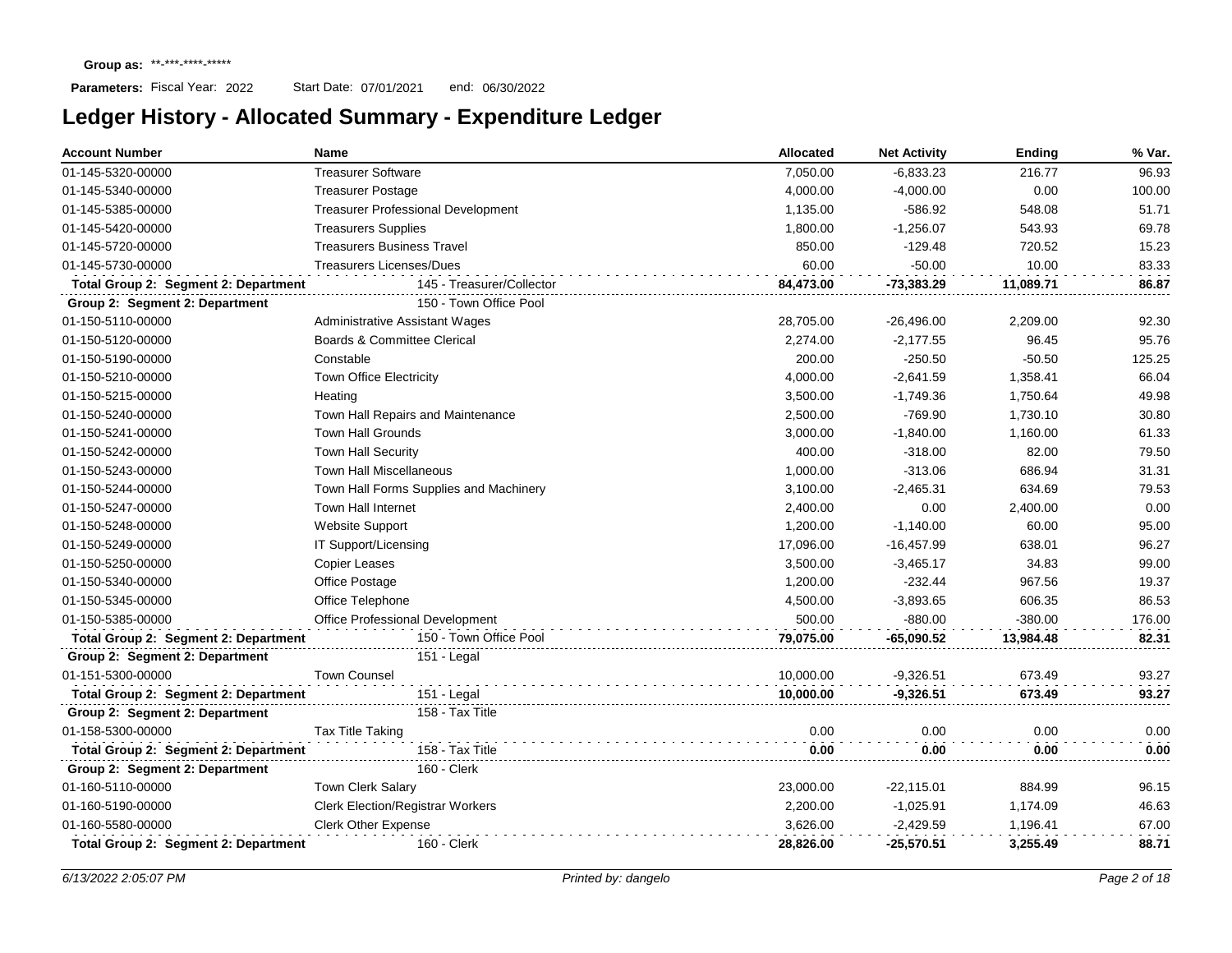**Group as:** **-***-****-*****

**Parameters:** Fiscal Year: 2022 Start Date: 07/01/2021 end: 06/30/2022

# Ledger History - Allocated Summary - Expenditure Ledger

| Account Number | Name | Allocated | Net Activity | Ending | % Var. |
|---|---|---|---|---|---|
| 01-145-5320-00000 | Treasurer Software | 7,050.00 | -6,833.23 | 216.77 | 96.93 |
| 01-145-5340-00000 | Treasurer Postage | 4,000.00 | -4,000.00 | 0.00 | 100.00 |
| 01-145-5385-00000 | Treasurer Professional Development | 1,135.00 | -586.92 | 548.08 | 51.71 |
| 01-145-5420-00000 | Treasurers Supplies | 1,800.00 | -1,256.07 | 543.93 | 69.78 |
| 01-145-5720-00000 | Treasurers Business Travel | 850.00 | -129.48 | 720.52 | 15.23 |
| 01-145-5730-00000 | Treasurers Licenses/Dues | 60.00 | -50.00 | 10.00 | 83.33 |
| **Total Group 2: Segment 2: Department** | 145 - Treasurer/Collector | **84,473.00** | **-73,383.29** | **11,089.71** | **86.87** |
| **Group 2: Segment 2: Department** | 150 - Town Office Pool | | | | |
| 01-150-5110-00000 | Administrative Assistant Wages | 28,705.00 | -26,496.00 | 2,209.00 | 92.30 |
| 01-150-5120-00000 | Boards & Committee Clerical | 2,274.00 | -2,177.55 | 96.45 | 95.76 |
| 01-150-5190-00000 | Constable | 200.00 | -250.50 | -50.50 | 125.25 |
| 01-150-5210-00000 | Town Office Electricity | 4,000.00 | -2,641.59 | 1,358.41 | 66.04 |
| 01-150-5215-00000 | Heating | 3,500.00 | -1,749.36 | 1,750.64 | 49.98 |
| 01-150-5240-00000 | Town Hall Repairs and Maintenance | 2,500.00 | -769.90 | 1,730.10 | 30.80 |
| 01-150-5241-00000 | Town Hall Grounds | 3,000.00 | -1,840.00 | 1,160.00 | 61.33 |
| 01-150-5242-00000 | Town Hall Security | 400.00 | -318.00 | 82.00 | 79.50 |
| 01-150-5243-00000 | Town Hall Miscellaneous | 1,000.00 | -313.06 | 686.94 | 31.31 |
| 01-150-5244-00000 | Town Hall Forms Supplies and Machinery | 3,100.00 | -2,465.31 | 634.69 | 79.53 |
| 01-150-5247-00000 | Town Hall Internet | 2,400.00 | 0.00 | 2,400.00 | 0.00 |
| 01-150-5248-00000 | Website Support | 1,200.00 | -1,140.00 | 60.00 | 95.00 |
| 01-150-5249-00000 | IT Support/Licensing | 17,096.00 | -16,457.99 | 638.01 | 96.27 |
| 01-150-5250-00000 | Copier Leases | 3,500.00 | -3,465.17 | 34.83 | 99.00 |
| 01-150-5340-00000 | Office Postage | 1,200.00 | -232.44 | 967.56 | 19.37 |
| 01-150-5345-00000 | Office Telephone | 4,500.00 | -3,893.65 | 606.35 | 86.53 |
| 01-150-5385-00000 | Office Professional Development | 500.00 | -880.00 | -380.00 | 176.00 |
| **Total Group 2: Segment 2: Department** | 150 - Town Office Pool | **79,075.00** | **-65,090.52** | **13,984.48** | **82.31** |
| **Group 2: Segment 2: Department** | 151 - Legal | | | | |
| 01-151-5300-00000 | Town Counsel | 10,000.00 | -9,326.51 | 673.49 | 93.27 |
| **Total Group 2: Segment 2: Department** | 151 - Legal | **10,000.00** | **-9,326.51** | **673.49** | **93.27** |
| **Group 2: Segment 2: Department** | 158 - Tax Title | | | | |
| 01-158-5300-00000 | Tax Title Taking | 0.00 | 0.00 | 0.00 | 0.00 |
| **Total Group 2: Segment 2: Department** | 158 - Tax Title | **0.00** | **0.00** | **0.00** | **0.00** |
| **Group 2: Segment 2: Department** | 160 - Clerk | | | | |
| 01-160-5110-00000 | Town Clerk Salary | 23,000.00 | -22,115.01 | 884.99 | 96.15 |
| 01-160-5190-00000 | Clerk Election/Registrar Workers | 2,200.00 | -1,025.91 | 1,174.09 | 46.63 |
| 01-160-5580-00000 | Clerk Other Expense | 3,626.00 | -2,429.59 | 1,196.41 | 67.00 |
| **Total Group 2: Segment 2: Department** | 160 - Clerk | **28,826.00** | **-25,570.51** | **3,255.49** | **88.71** |

*6/13/2022 2:05:07 PM* Printed by: dangelo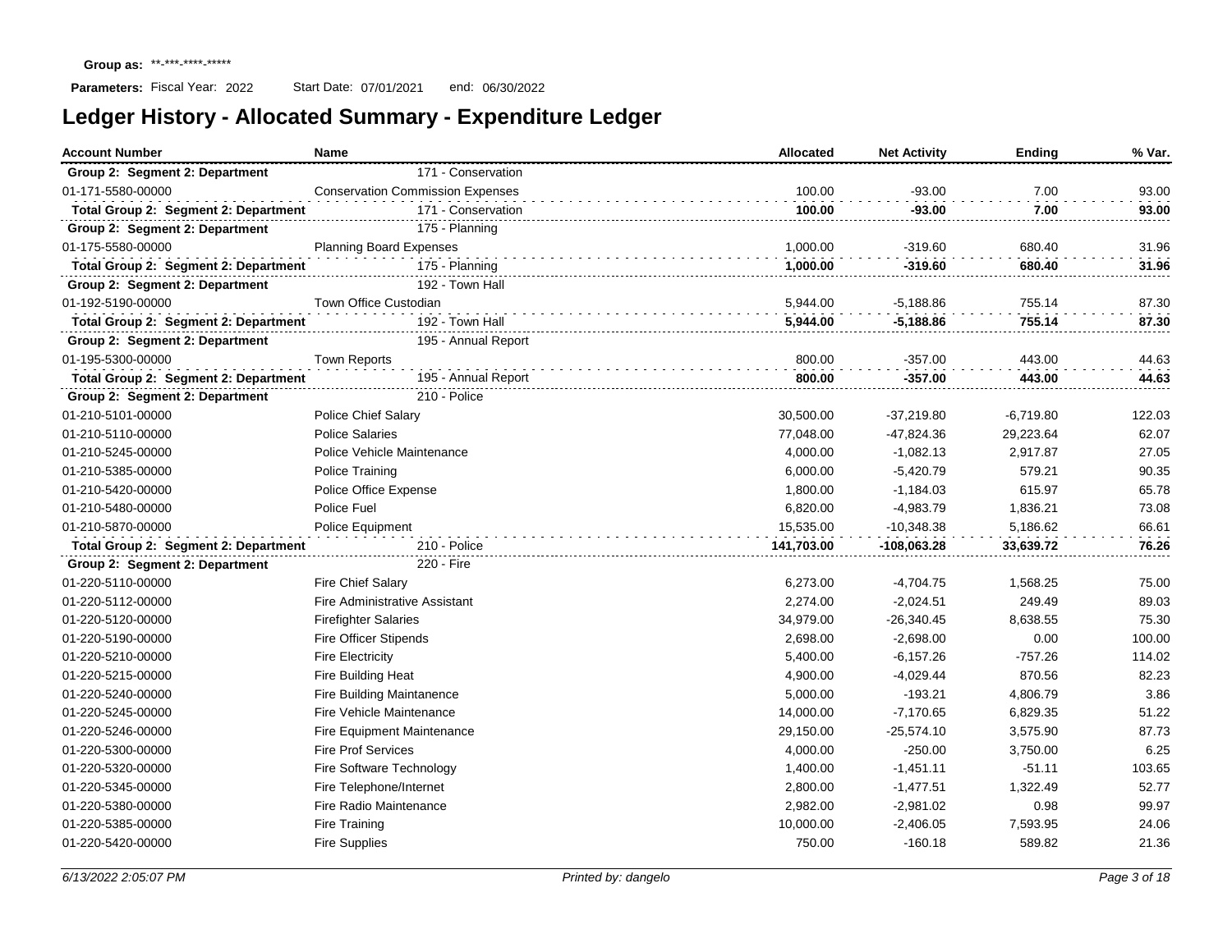**Group as:** \*\*-\*\*\*-\*\*\*\*-\*\*\*\*\*

**Parameters:** Fiscal Year: 2022 Start Date: 07/01/2021 end: 06/30/2022

# Ledger History - Allocated Summary - Expenditure Ledger

| Account Number | Name | Allocated | Net Activity | Ending | % Var. |
|---|---|---|---|---|---|
| **Group 2: Segment 2: Department** | 171 - Conservation | | | | |
| 01-171-5580-00000 | Conservation Commission Expenses | 100.00 | -93.00 | 7.00 | 93.00 |
| **Total Group 2: Segment 2: Department** | 171 - Conservation | **100.00** | **-93.00** | **7.00** | **93.00** |
| **Group 2: Segment 2: Department** | 175 - Planning | | | | |
| 01-175-5580-00000 | Planning Board Expenses | 1,000.00 | -319.60 | 680.40 | 31.96 |
| **Total Group 2: Segment 2: Department** | 175 - Planning | **1,000.00** | **-319.60** | **680.40** | **31.96** |
| **Group 2: Segment 2: Department** | 192 - Town Hall | | | | |
| 01-192-5190-00000 | Town Office Custodian | 5,944.00 | -5,188.86 | 755.14 | 87.30 |
| **Total Group 2: Segment 2: Department** | 192 - Town Hall | **5,944.00** | **-5,188.86** | **755.14** | **87.30** |
| **Group 2: Segment 2: Department** | 195 - Annual Report | | | | |
| 01-195-5300-00000 | Town Reports | 800.00 | -357.00 | 443.00 | 44.63 |
| **Total Group 2: Segment 2: Department** | 195 - Annual Report | **800.00** | **-357.00** | **443.00** | **44.63** |
| **Group 2: Segment 2: Department** | 210 - Police | | | | |
| 01-210-5101-00000 | Police Chief Salary | 30,500.00 | -37,219.80 | -6,719.80 | 122.03 |
| 01-210-5110-00000 | Police Salaries | 77,048.00 | -47,824.36 | 29,223.64 | 62.07 |
| 01-210-5245-00000 | Police Vehicle Maintenance | 4,000.00 | -1,082.13 | 2,917.87 | 27.05 |
| 01-210-5385-00000 | Police Training | 6,000.00 | -5,420.79 | 579.21 | 90.35 |
| 01-210-5420-00000 | Police Office Expense | 1,800.00 | -1,184.03 | 615.97 | 65.78 |
| 01-210-5480-00000 | Police Fuel | 6,820.00 | -4,983.79 | 1,836.21 | 73.08 |
| 01-210-5870-00000 | Police Equipment | 15,535.00 | -10,348.38 | 5,186.62 | 66.61 |
| **Total Group 2: Segment 2: Department** | 210 - Police | **141,703.00** | **-108,063.28** | **33,639.72** | **76.26** |
| **Group 2: Segment 2: Department** | 220 - Fire | | | | |
| 01-220-5110-00000 | Fire Chief Salary | 6,273.00 | -4,704.75 | 1,568.25 | 75.00 |
| 01-220-5112-00000 | Fire Administrative Assistant | 2,274.00 | -2,024.51 | 249.49 | 89.03 |
| 01-220-5120-00000 | Firefighter Salaries | 34,979.00 | -26,340.45 | 8,638.55 | 75.30 |
| 01-220-5190-00000 | Fire Officer Stipends | 2,698.00 | -2,698.00 | 0.00 | 100.00 |
| 01-220-5210-00000 | Fire Electricity | 5,400.00 | -6,157.26 | -757.26 | 114.02 |
| 01-220-5215-00000 | Fire Building Heat | 4,900.00 | -4,029.44 | 870.56 | 82.23 |
| 01-220-5240-00000 | Fire Building Maintanence | 5,000.00 | -193.21 | 4,806.79 | 3.86 |
| 01-220-5245-00000 | Fire Vehicle Maintenance | 14,000.00 | -7,170.65 | 6,829.35 | 51.22 |
| 01-220-5246-00000 | Fire Equipment Maintenance | 29,150.00 | -25,574.10 | 3,575.90 | 87.73 |
| 01-220-5300-00000 | Fire Prof Services | 4,000.00 | -250.00 | 3,750.00 | 6.25 |
| 01-220-5320-00000 | Fire Software Technology | 1,400.00 | -1,451.11 | -51.11 | 103.65 |
| 01-220-5345-00000 | Fire Telephone/Internet | 2,800.00 | -1,477.51 | 1,322.49 | 52.77 |
| 01-220-5380-00000 | Fire Radio Maintenance | 2,982.00 | -2,981.02 | 0.98 | 99.97 |
| 01-220-5385-00000 | Fire Training | 10,000.00 | -2,406.05 | 7,593.95 | 24.06 |
| 01-220-5420-00000 | Fire Supplies | 750.00 | -160.18 | 589.82 | 21.36 |

*6/13/2022 2:05:07 PM* *Printed by: dangelo*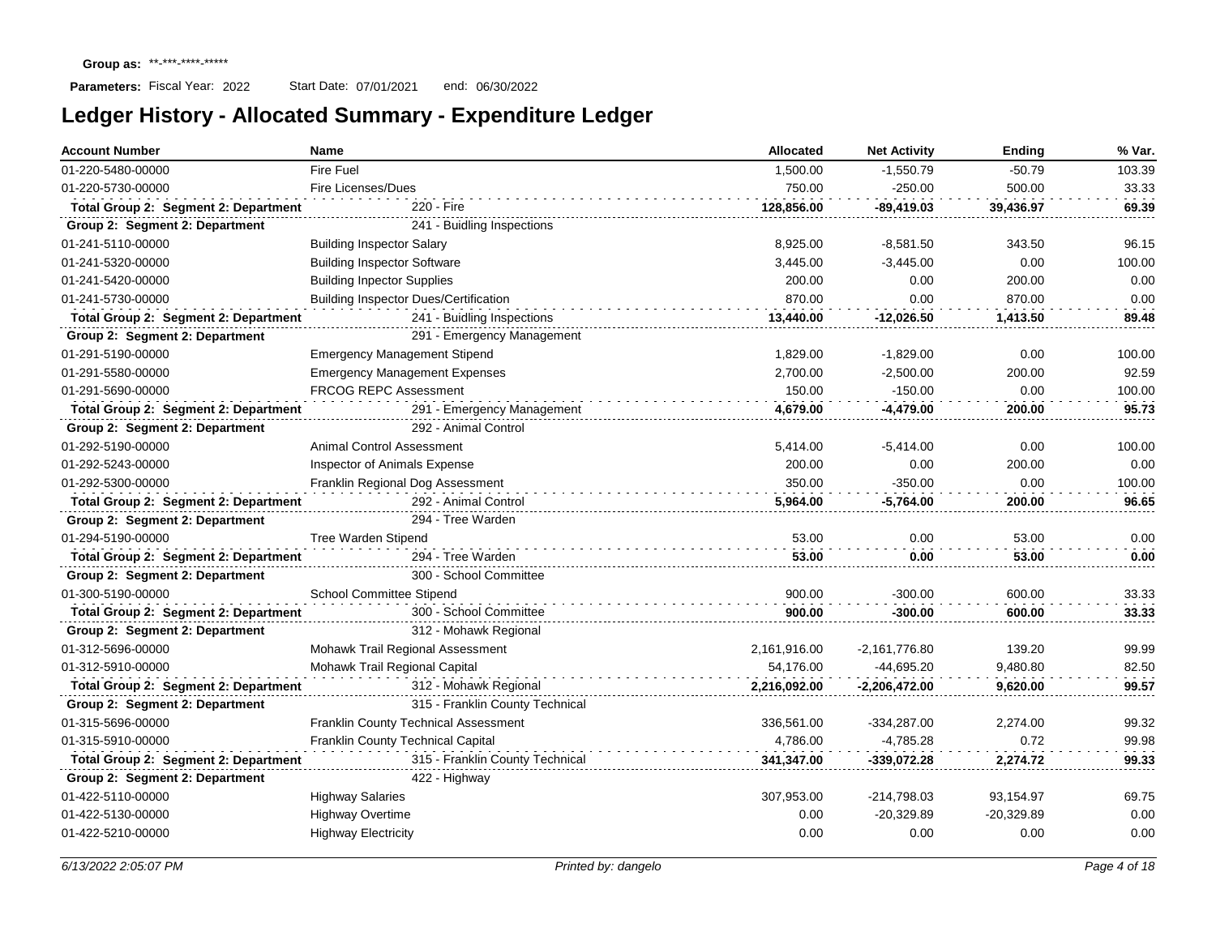**Group as:** **-***-****-*****

**Parameters:** Fiscal Year: 2022 Start Date: 07/01/2021 end: 06/30/2022

# Ledger History - Allocated Summary - Expenditure Ledger

| Account Number | Name | Allocated | Net Activity | Ending | % Var. |
|---|---|---|---|---|---|
| 01-220-5480-00000 | Fire Fuel | 1,500.00 | -1,550.79 | -50.79 | 103.39 |
| 01-220-5730-00000 | Fire Licenses/Dues | 750.00 | -250.00 | 500.00 | 33.33 |
| **Total Group 2: Segment 2: Department** | 220 - Fire | **128,856.00** | **-89,419.03** | **39,436.97** | **69.39** |
| **Group 2: Segment 2: Department** | 241 - Buidling Inspections | | | | |
| 01-241-5110-00000 | Building Inspector Salary | 8,925.00 | -8,581.50 | 343.50 | 96.15 |
| 01-241-5320-00000 | Building Inspector Software | 3,445.00 | -3,445.00 | 0.00 | 100.00 |
| 01-241-5420-00000 | Building Inpector Supplies | 200.00 | 0.00 | 200.00 | 0.00 |
| 01-241-5730-00000 | Building Inspector Dues/Certification | 870.00 | 0.00 | 870.00 | 0.00 |
| **Total Group 2: Segment 2: Department** | 241 - Buidling Inspections | **13,440.00** | **-12,026.50** | **1,413.50** | **89.48** |
| **Group 2: Segment 2: Department** | 291 - Emergency Management | | | | |
| 01-291-5190-00000 | Emergency Management Stipend | 1,829.00 | -1,829.00 | 0.00 | 100.00 |
| 01-291-5580-00000 | Emergency Management Expenses | 2,700.00 | -2,500.00 | 200.00 | 92.59 |
| 01-291-5690-00000 | FRCOG REPC Assessment | 150.00 | -150.00 | 0.00 | 100.00 |
| **Total Group 2: Segment 2: Department** | 291 - Emergency Management | **4,679.00** | **-4,479.00** | **200.00** | **95.73** |
| **Group 2: Segment 2: Department** | 292 - Animal Control | | | | |
| 01-292-5190-00000 | Animal Control Assessment | 5,414.00 | -5,414.00 | 0.00 | 100.00 |
| 01-292-5243-00000 | Inspector of Animals Expense | 200.00 | 0.00 | 200.00 | 0.00 |
| 01-292-5300-00000 | Franklin Regional Dog Assessment | 350.00 | -350.00 | 0.00 | 100.00 |
| **Total Group 2: Segment 2: Department** | 292 - Animal Control | **5,964.00** | **-5,764.00** | **200.00** | **96.65** |
| **Group 2: Segment 2: Department** | 294 - Tree Warden | | | | |
| 01-294-5190-00000 | Tree Warden Stipend | 53.00 | 0.00 | 53.00 | 0.00 |
| **Total Group 2: Segment 2: Department** | 294 - Tree Warden | **53.00** | **0.00** | **53.00** | **0.00** |
| **Group 2: Segment 2: Department** | 300 - School Committee | | | | |
| 01-300-5190-00000 | School Committee Stipend | 900.00 | -300.00 | 600.00 | 33.33 |
| **Total Group 2: Segment 2: Department** | 300 - School Committee | **900.00** | **-300.00** | **600.00** | **33.33** |
| **Group 2: Segment 2: Department** | 312 - Mohawk Regional | | | | |
| 01-312-5696-00000 | Mohawk Trail Regional Assessment | 2,161,916.00 | -2,161,776.80 | 139.20 | 99.99 |
| 01-312-5910-00000 | Mohawk Trail Regional Capital | 54,176.00 | -44,695.20 | 9,480.80 | 82.50 |
| **Total Group 2: Segment 2: Department** | 312 - Mohawk Regional | **2,216,092.00** | **-2,206,472.00** | **9,620.00** | **99.57** |
| **Group 2: Segment 2: Department** | 315 - Franklin County Technical | | | | |
| 01-315-5696-00000 | Franklin County Technical Assessment | 336,561.00 | -334,287.00 | 2,274.00 | 99.32 |
| 01-315-5910-00000 | Franklin County Technical Capital | 4,786.00 | -4,785.28 | 0.72 | 99.98 |
| **Total Group 2: Segment 2: Department** | 315 - Franklin County Technical | **341,347.00** | **-339,072.28** | **2,274.72** | **99.33** |
| **Group 2: Segment 2: Department** | 422 - Highway | | | | |
| 01-422-5110-00000 | Highway Salaries | 307,953.00 | -214,798.03 | 93,154.97 | 69.75 |
| 01-422-5130-00000 | Highway Overtime | 0.00 | -20,329.89 | -20,329.89 | 0.00 |
| 01-422-5210-00000 | Highway Electricity | 0.00 | 0.00 | 0.00 | 0.00 |

*6/13/2022 2:05:07 PM* *Printed by: dangelo*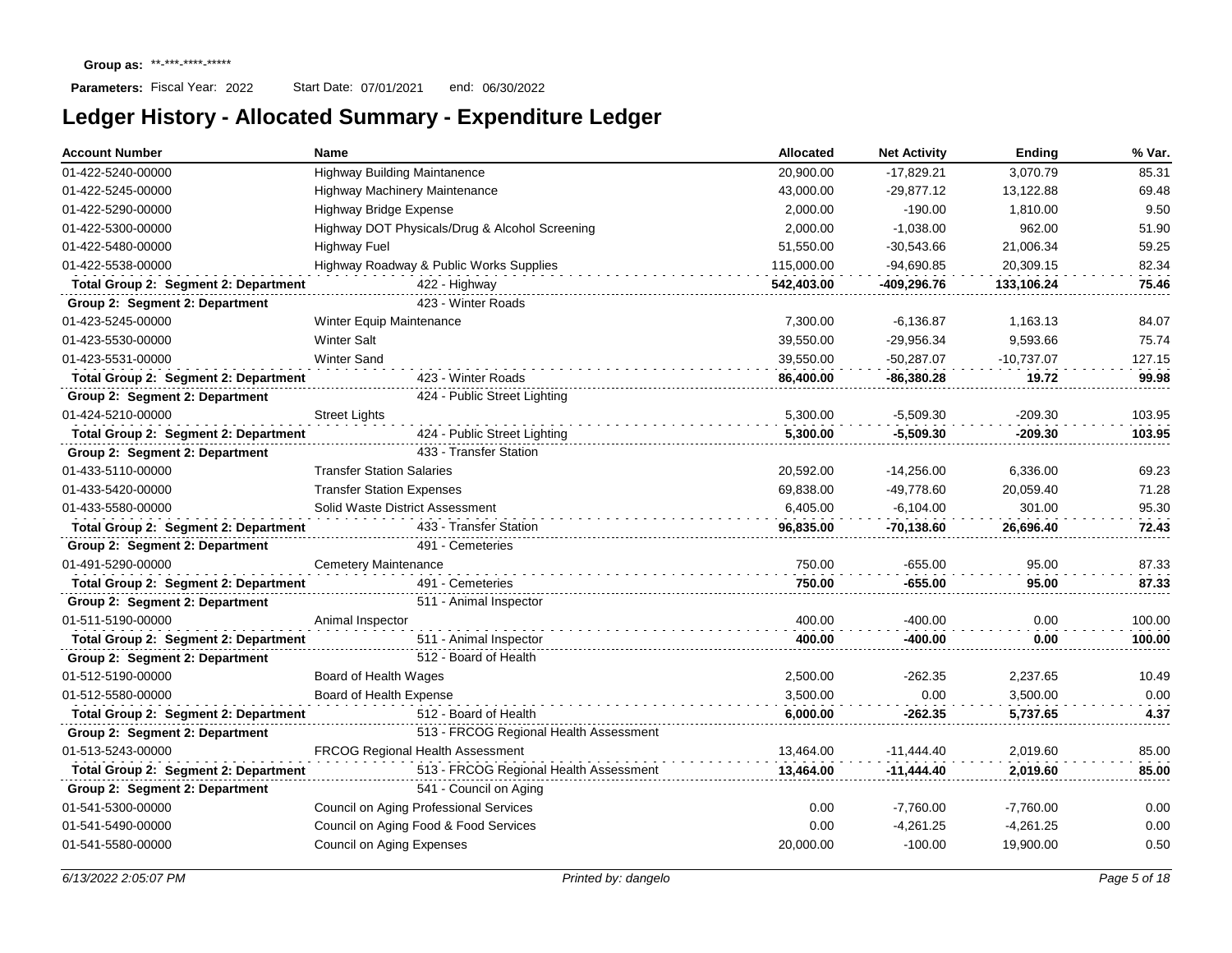Group as: \*\*-\*\*\*-\*\*\*\*-\*\*\*\*\*

Parameters: Fiscal Year: 2022 Start Date: 07/01/2021 end: 06/30/2022

# Ledger History - Allocated Summary - Expenditure Ledger

| Account Number | Name | Allocated | Net Activity | Ending | % Var. |
|---|---|---|---|---|---|
| 01-422-5240-00000 | Highway Building Maintanence | 20,900.00 | -17,829.21 | 3,070.79 | 85.31 |
| 01-422-5245-00000 | Highway Machinery Maintenance | 43,000.00 | -29,877.12 | 13,122.88 | 69.48 |
| 01-422-5290-00000 | Highway Bridge Expense | 2,000.00 | -190.00 | 1,810.00 | 9.50 |
| 01-422-5300-00000 | Highway DOT Physicals/Drug & Alcohol Screening | 2,000.00 | -1,038.00 | 962.00 | 51.90 |
| 01-422-5480-00000 | Highway Fuel | 51,550.00 | -30,543.66 | 21,006.34 | 59.25 |
| 01-422-5538-00000 | Highway Roadway & Public Works Supplies | 115,000.00 | -94,690.85 | 20,309.15 | 82.34 |
| **Total Group 2: Segment 2: Department** | **422 - Highway** | **542,403.00** | **-409,296.76** | **133,106.24** | **75.46** |
| **Group 2: Segment 2: Department** | 423 - Winter Roads | | | | |
| 01-423-5245-00000 | Winter Equip Maintenance | 7,300.00 | -6,136.87 | 1,163.13 | 84.07 |
| 01-423-5530-00000 | Winter Salt | 39,550.00 | -29,956.34 | 9,593.66 | 75.74 |
| 01-423-5531-00000 | Winter Sand | 39,550.00 | -50,287.07 | -10,737.07 | 127.15 |
| **Total Group 2: Segment 2: Department** | **423 - Winter Roads** | **86,400.00** | **-86,380.28** | **19.72** | **99.98** |
| **Group 2: Segment 2: Department** | 424 - Public Street Lighting | | | | |
| 01-424-5210-00000 | Street Lights | 5,300.00 | -5,509.30 | -209.30 | 103.95 |
| **Total Group 2: Segment 2: Department** | **424 - Public Street Lighting** | **5,300.00** | **-5,509.30** | **-209.30** | **103.95** |
| **Group 2: Segment 2: Department** | 433 - Transfer Station | | | | |
| 01-433-5110-00000 | Transfer Station Salaries | 20,592.00 | -14,256.00 | 6,336.00 | 69.23 |
| 01-433-5420-00000 | Transfer Station Expenses | 69,838.00 | -49,778.60 | 20,059.40 | 71.28 |
| 01-433-5580-00000 | Solid Waste District Assessment | 6,405.00 | -6,104.00 | 301.00 | 95.30 |
| **Total Group 2: Segment 2: Department** | **433 - Transfer Station** | **96,835.00** | **-70,138.60** | **26,696.40** | **72.43** |
| **Group 2: Segment 2: Department** | 491 - Cemeteries | | | | |
| 01-491-5290-00000 | Cemetery Maintenance | 750.00 | -655.00 | 95.00 | 87.33 |
| **Total Group 2: Segment 2: Department** | **491 - Cemeteries** | **750.00** | **-655.00** | **95.00** | **87.33** |
| **Group 2: Segment 2: Department** | 511 - Animal Inspector | | | | |
| 01-511-5190-00000 | Animal Inspector | 400.00 | -400.00 | 0.00 | 100.00 |
| **Total Group 2: Segment 2: Department** | **511 - Animal Inspector** | **400.00** | **-400.00** | **0.00** | **100.00** |
| **Group 2: Segment 2: Department** | 512 - Board of Health | | | | |
| 01-512-5190-00000 | Board of Health Wages | 2,500.00 | -262.35 | 2,237.65 | 10.49 |
| 01-512-5580-00000 | Board of Health Expense | 3,500.00 | 0.00 | 3,500.00 | 0.00 |
| **Total Group 2: Segment 2: Department** | **512 - Board of Health** | **6,000.00** | **-262.35** | **5,737.65** | **4.37** |
| **Group 2: Segment 2: Department** | 513 - FRCOG Regional Health Assessment | | | | |
| 01-513-5243-00000 | FRCOG Regional Health Assessment | 13,464.00 | -11,444.40 | 2,019.60 | 85.00 |
| **Total Group 2: Segment 2: Department** | **513 - FRCOG Regional Health Assessment** | **13,464.00** | **-11,444.40** | **2,019.60** | **85.00** |
| **Group 2: Segment 2: Department** | 541 - Council on Aging | | | | |
| 01-541-5300-00000 | Council on Aging Professional Services | 0.00 | -7,760.00 | -7,760.00 | 0.00 |
| 01-541-5490-00000 | Council on Aging Food & Food Services | 0.00 | -4,261.25 | -4,261.25 | 0.00 |
| 01-541-5580-00000 | Council on Aging Expenses | 20,000.00 | -100.00 | 19,900.00 | 0.50 |

*6/13/2022 2:05:07 PM* *Printed by: dangelo*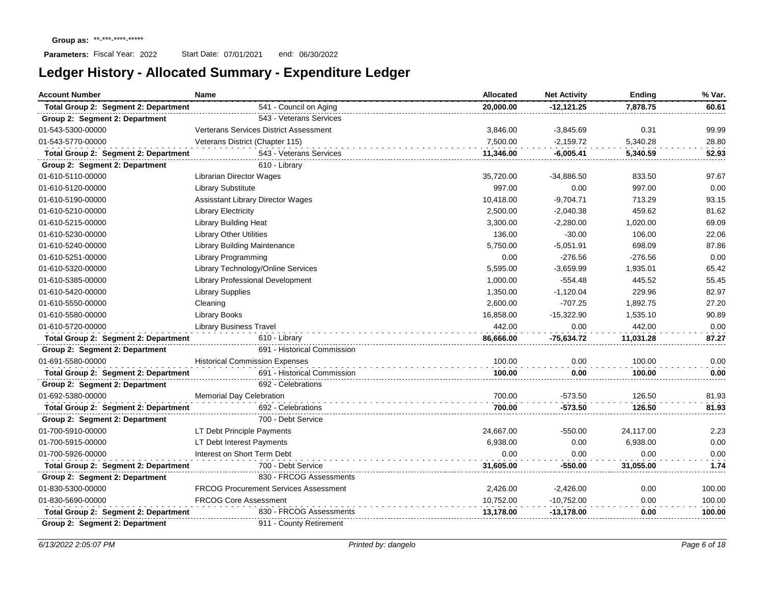**Group as:** **-***-****-*****

**Parameters:** Fiscal Year: 2022 Start Date: 07/01/2021 end: 06/30/2022

# Ledger History - Allocated Summary - Expenditure Ledger

| Account Number | Name | Allocated | Net Activity | Ending | % Var. |
|---|---|---|---|---|---|
| **Total Group 2: Segment 2: Department** | 541 - Council on Aging | **20,000.00** | **-12,121.25** | **7,878.75** | **60.61** |
| **Group 2: Segment 2: Department** | 543 - Veterans Services | | | | |
| 01-543-5300-00000 | Verterans Services District Assessment | 3,846.00 | -3,845.69 | 0.31 | 99.99 |
| 01-543-5770-00000 | Veterans District (Chapter 115) | 7,500.00 | -2,159.72 | 5,340.28 | 28.80 |
| **Total Group 2: Segment 2: Department** | 543 - Veterans Services | **11,346.00** | **-6,005.41** | **5,340.59** | **52.93** |
| **Group 2: Segment 2: Department** | 610 - Library | | | | |
| 01-610-5110-00000 | Librarian Director Wages | 35,720.00 | -34,886.50 | 833.50 | 97.67 |
| 01-610-5120-00000 | Library Substitute | 997.00 | 0.00 | 997.00 | 0.00 |
| 01-610-5190-00000 | Assisstant Library Director Wages | 10,418.00 | -9,704.71 | 713.29 | 93.15 |
| 01-610-5210-00000 | Library Electricity | 2,500.00 | -2,040.38 | 459.62 | 81.62 |
| 01-610-5215-00000 | Library Building Heat | 3,300.00 | -2,280.00 | 1,020.00 | 69.09 |
| 01-610-5230-00000 | Library Other Utilities | 136.00 | -30.00 | 106.00 | 22.06 |
| 01-610-5240-00000 | Library Building Maintenance | 5,750.00 | -5,051.91 | 698.09 | 87.86 |
| 01-610-5251-00000 | Library Programming | 0.00 | -276.56 | -276.56 | 0.00 |
| 01-610-5320-00000 | Library Technology/Online Services | 5,595.00 | -3,659.99 | 1,935.01 | 65.42 |
| 01-610-5385-00000 | Library Professional Development | 1,000.00 | -554.48 | 445.52 | 55.45 |
| 01-610-5420-00000 | Library Supplies | 1,350.00 | -1,120.04 | 229.96 | 82.97 |
| 01-610-5550-00000 | Cleaning | 2,600.00 | -707.25 | 1,892.75 | 27.20 |
| 01-610-5580-00000 | Library Books | 16,858.00 | -15,322.90 | 1,535.10 | 90.89 |
| 01-610-5720-00000 | Library Business Travel | 442.00 | 0.00 | 442.00 | 0.00 |
| **Total Group 2: Segment 2: Department** | 610 - Library | **86,666.00** | **-75,634.72** | **11,031.28** | **87.27** |
| **Group 2: Segment 2: Department** | 691 - Historical Commission | | | | |
| 01-691-5580-00000 | Historical Commission Expenses | 100.00 | 0.00 | 100.00 | 0.00 |
| **Total Group 2: Segment 2: Department** | 691 - Historical Commission | **100.00** | **0.00** | **100.00** | **0.00** |
| **Group 2: Segment 2: Department** | 692 - Celebrations | | | | |
| 01-692-5380-00000 | Memorial Day Celebration | 700.00 | -573.50 | 126.50 | 81.93 |
| **Total Group 2: Segment 2: Department** | 692 - Celebrations | **700.00** | **-573.50** | **126.50** | **81.93** |
| **Group 2: Segment 2: Department** | 700 - Debt Service | | | | |
| 01-700-5910-00000 | LT Debt Principle Payments | 24,667.00 | -550.00 | 24,117.00 | 2.23 |
| 01-700-5915-00000 | LT Debt Interest Payments | 6,938.00 | 0.00 | 6,938.00 | 0.00 |
| 01-700-5926-00000 | Interest on Short Term Debt | 0.00 | 0.00 | 0.00 | 0.00 |
| **Total Group 2: Segment 2: Department** | 700 - Debt Service | **31,605.00** | **-550.00** | **31,055.00** | **1.74** |
| **Group 2: Segment 2: Department** | 830 - FRCOG Assessments | | | | |
| 01-830-5300-00000 | FRCOG Procurement Services Assessment | 2,426.00 | -2,426.00 | 0.00 | 100.00 |
| 01-830-5690-00000 | FRCOG Core Assessment | 10,752.00 | -10,752.00 | 0.00 | 100.00 |
| **Total Group 2: Segment 2: Department** | 830 - FRCOG Assessments | **13,178.00** | **-13,178.00** | **0.00** | **100.00** |
| **Group 2: Segment 2: Department** | 911 - County Retirement | | | | |

*6/13/2022 2:05:07 PM* *Printed by: dangelo*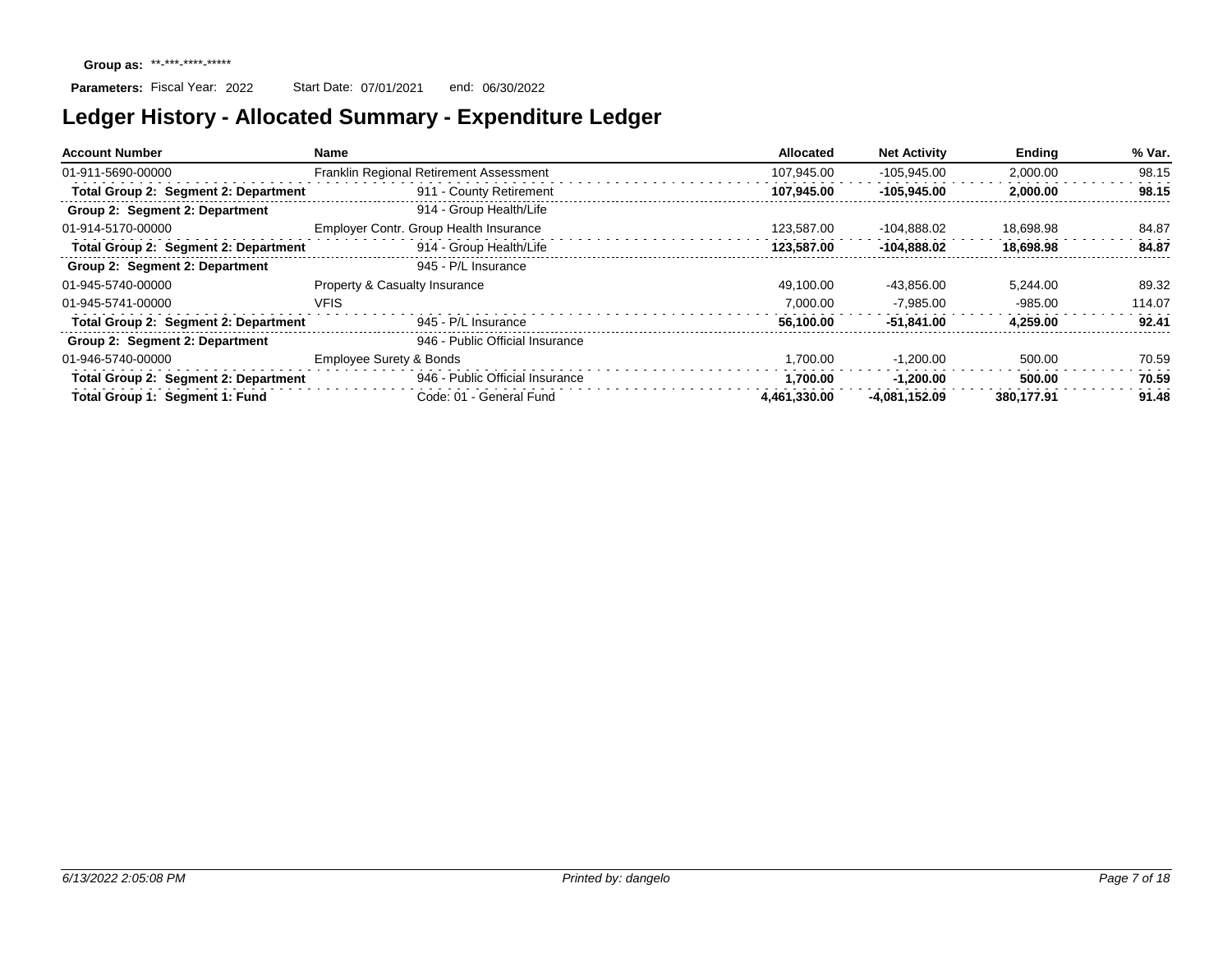**Group as:** **-***-****-*****

**Parameters:** Fiscal Year: 2022 Start Date: 07/01/2021 end: 06/30/2022

# Ledger History - Allocated Summary - Expenditure Ledger

| Account Number | Name | Allocated | Net Activity | Ending | % Var. |
|---|---|---|---|---|---|
| 01-911-5690-00000 | Franklin Regional Retirement Assessment | 107,945.00 | -105,945.00 | 2,000.00 | 98.15 |
| **Total Group 2: Segment 2: Department** | 911 - County Retirement | **107,945.00** | **-105,945.00** | **2,000.00** | **98.15** |
| **Group 2: Segment 2: Department** | 914 - Group Health/Life | | | | |
| 01-914-5170-00000 | Employer Contr. Group Health Insurance | 123,587.00 | -104,888.02 | 18,698.98 | 84.87 |
| **Total Group 2: Segment 2: Department** | 914 - Group Health/Life | **123,587.00** | **-104,888.02** | **18,698.98** | **84.87** |
| **Group 2: Segment 2: Department** | 945 - P/L Insurance | | | | |
| 01-945-5740-00000 | Property & Casualty Insurance | 49,100.00 | -43,856.00 | 5,244.00 | 89.32 |
| 01-945-5741-00000 | VFIS | 7,000.00 | -7,985.00 | -985.00 | 114.07 |
| **Total Group 2: Segment 2: Department** | 945 - P/L Insurance | **56,100.00** | **-51,841.00** | **4,259.00** | **92.41** |
| **Group 2: Segment 2: Department** | 946 - Public Official Insurance | | | | |
| 01-946-5740-00000 | Employee Surety & Bonds | 1,700.00 | -1,200.00 | 500.00 | 70.59 |
| **Total Group 2: Segment 2: Department** | 946 - Public Official Insurance | **1,700.00** | **-1,200.00** | **500.00** | **70.59** |
| **Total Group 1: Segment 1: Fund** | Code: 01 - General Fund | **4,461,330.00** | **-4,081,152.09** | **380,177.91** | **91.48** |

*6/13/2022 2:05:08 PM* *Printed by: dangelo*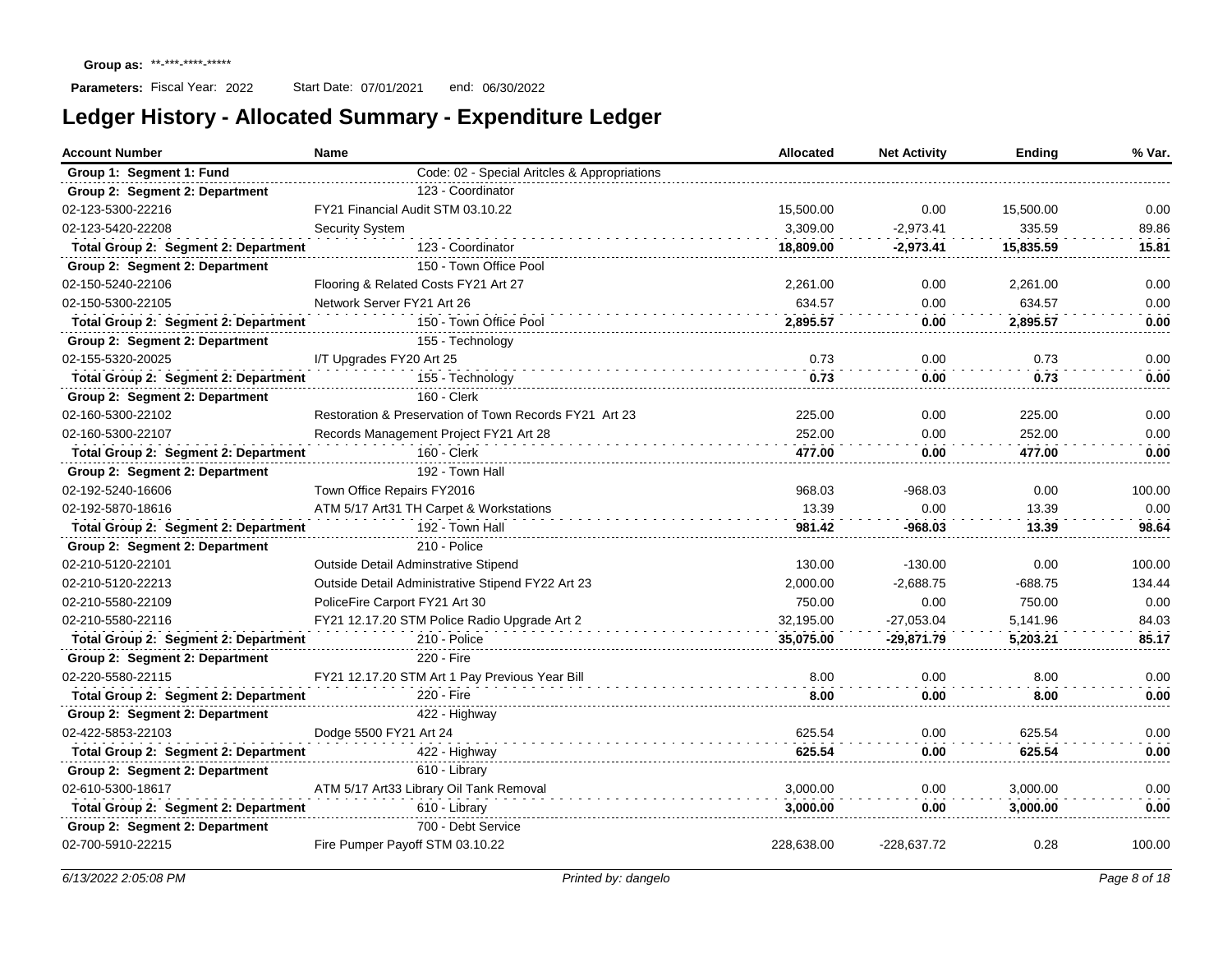**Group as:** **-***-****-*****

**Parameters:** Fiscal Year: 2022 Start Date: 07/01/2021 end: 06/30/2022

# Ledger History - Allocated Summary - Expenditure Ledger

| Account Number | Name | Allocated | Net Activity | Ending | % Var. |
|---|---|---|---|---|---|
| **Group 1: Segment 1: Fund** | Code: 02 - Special Aritcles & Appropriations | | | | |
| **Group 2: Segment 2: Department** | 123 - Coordinator | | | | |
| 02-123-5300-22216 | FY21 Financial Audit STM 03.10.22 | 15,500.00 | 0.00 | 15,500.00 | 0.00 |
| 02-123-5420-22208 | Security System | 3,309.00 | -2,973.41 | 335.59 | 89.86 |
| **Total Group 2: Segment 2: Department** | 123 - Coordinator | **18,809.00** | **-2,973.41** | **15,835.59** | **15.81** |
| **Group 2: Segment 2: Department** | 150 - Town Office Pool | | | | |
| 02-150-5240-22106 | Flooring & Related Costs FY21 Art 27 | 2,261.00 | 0.00 | 2,261.00 | 0.00 |
| 02-150-5300-22105 | Network Server FY21 Art 26 | 634.57 | 0.00 | 634.57 | 0.00 |
| **Total Group 2: Segment 2: Department** | 150 - Town Office Pool | **2,895.57** | **0.00** | **2,895.57** | **0.00** |
| **Group 2: Segment 2: Department** | 155 - Technology | | | | |
| 02-155-5320-20025 | I/T Upgrades FY20 Art 25 | 0.73 | 0.00 | 0.73 | 0.00 |
| **Total Group 2: Segment 2: Department** | 155 - Technology | **0.73** | **0.00** | **0.73** | **0.00** |
| **Group 2: Segment 2: Department** | 160 - Clerk | | | | |
| 02-160-5300-22102 | Restoration & Preservation of Town Records FY21 Art 23 | 225.00 | 0.00 | 225.00 | 0.00 |
| 02-160-5300-22107 | Records Management Project FY21 Art 28 | 252.00 | 0.00 | 252.00 | 0.00 |
| **Total Group 2: Segment 2: Department** | 160 - Clerk | **477.00** | **0.00** | **477.00** | **0.00** |
| **Group 2: Segment 2: Department** | 192 - Town Hall | | | | |
| 02-192-5240-16606 | Town Office Repairs FY2016 | 968.03 | -968.03 | 0.00 | 100.00 |
| 02-192-5870-18616 | ATM 5/17 Art31 TH Carpet & Workstations | 13.39 | 0.00 | 13.39 | 0.00 |
| **Total Group 2: Segment 2: Department** | 192 - Town Hall | **981.42** | **-968.03** | **13.39** | **98.64** |
| **Group 2: Segment 2: Department** | 210 - Police | | | | |
| 02-210-5120-22101 | Outside Detail Adminstrative Stipend | 130.00 | -130.00 | 0.00 | 100.00 |
| 02-210-5120-22213 | Outside Detail Administrative Stipend FY22 Art 23 | 2,000.00 | -2,688.75 | -688.75 | 134.44 |
| 02-210-5580-22109 | PoliceFire Carport FY21 Art 30 | 750.00 | 0.00 | 750.00 | 0.00 |
| 02-210-5580-22116 | FY21 12.17.20 STM Police Radio Upgrade Art 2 | 32,195.00 | -27,053.04 | 5,141.96 | 84.03 |
| **Total Group 2: Segment 2: Department** | 210 - Police | **35,075.00** | **-29,871.79** | **5,203.21** | **85.17** |
| **Group 2: Segment 2: Department** | 220 - Fire | | | | |
| 02-220-5580-22115 | FY21 12.17.20 STM Art 1 Pay Previous Year Bill | 8.00 | 0.00 | 8.00 | 0.00 |
| **Total Group 2: Segment 2: Department** | 220 - Fire | **8.00** | **0.00** | **8.00** | **0.00** |
| **Group 2: Segment 2: Department** | 422 - Highway | | | | |
| 02-422-5853-22103 | Dodge 5500 FY21 Art 24 | 625.54 | 0.00 | 625.54 | 0.00 |
| **Total Group 2: Segment 2: Department** | 422 - Highway | **625.54** | **0.00** | **625.54** | **0.00** |
| **Group 2: Segment 2: Department** | 610 - Library | | | | |
| 02-610-5300-18617 | ATM 5/17 Art33 Library Oil Tank Removal | 3,000.00 | 0.00 | 3,000.00 | 0.00 |
| **Total Group 2: Segment 2: Department** | 610 - Library | **3,000.00** | **0.00** | **3,000.00** | **0.00** |
| **Group 2: Segment 2: Department** | 700 - Debt Service | | | | |
| 02-700-5910-22215 | Fire Pumper Payoff STM 03.10.22 | 228,638.00 | -228,637.72 | 0.28 | 100.00 |

*6/13/2022 2:05:08 PM* *Printed by: dangelo*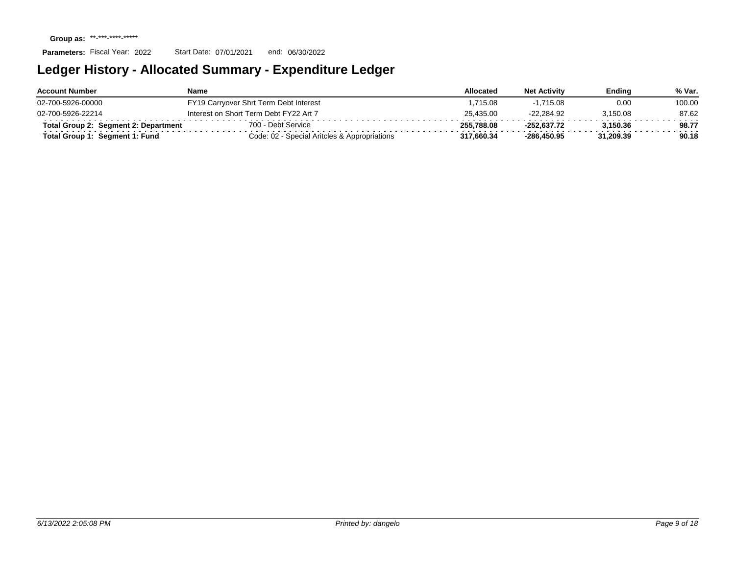**Group as:** \*\*-\*\*\*-\*\*\*\*-\*\*\*\*\*

**Parameters:** Fiscal Year: 2022 Start Date: 07/01/2021 end: 06/30/2022

# Ledger History - Allocated Summary - Expenditure Ledger

| Account Number | Name | Allocated | Net Activity | Ending | % Var. |
|---|---|---|---|---|---|
| 02-700-5926-00000 | FY19 Carryover Shrt Term Debt Interest | 1,715.08 | -1,715.08 | 0.00 | 100.00 |
| 02-700-5926-22214 | Interest on Short Term Debt FY22 Art 7 | 25,435.00 | -22,284.92 | 3,150.08 | 87.62 |
| **Total Group 2: Segment 2: Department** | 700 - Debt Service | **255,788.08** | **-252,637.72** | **3,150.36** | **98.77** |
| **Total Group 1: Segment 1: Fund** | Code: 02 - Special Aritcles & Appropriations | **317,660.34** | **-286,450.95** | **31,209.39** | **90.18** |

*6/13/2022 2:05:08 PM* *Printed by: dangelo*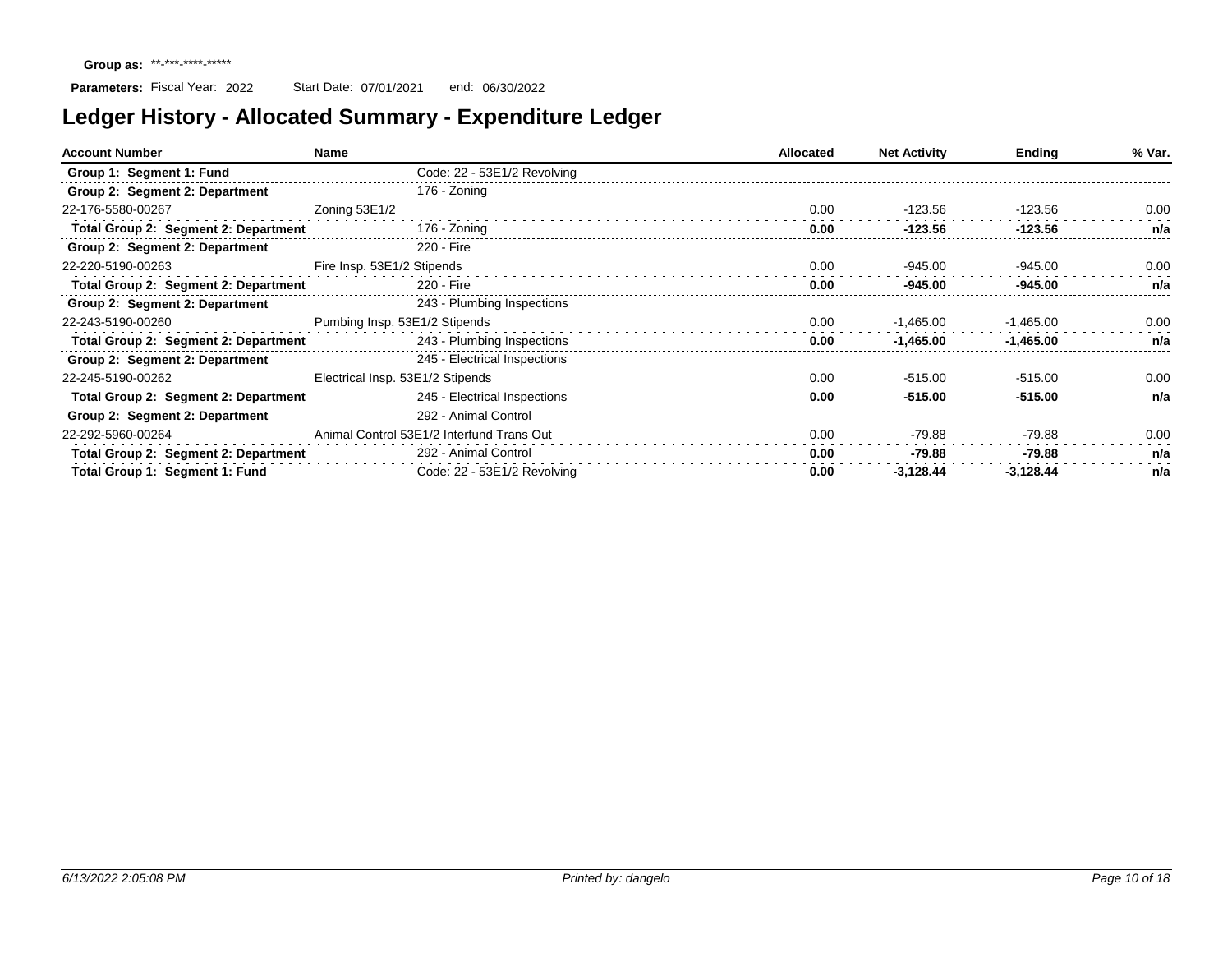**Group as:** **-***-****-*****

**Parameters:** Fiscal Year: 2022    Start Date: 07/01/2021    end: 06/30/2022

# Ledger History - Allocated Summary - Expenditure Ledger

| Account Number | Name | | Allocated | Net Activity | Ending | % Var. |
|---|---|---|---|---|---|---|
| **Group 1: Segment 1: Fund** | | Code: 22 - 53E1/2 Revolving | | | | |
| **Group 2: Segment 2: Department** | | 176 - Zoning | | | | |
| 22-176-5580-00267 | Zoning 53E1/2 | | 0.00 | -123.56 | -123.56 | 0.00 |
| **Total Group 2: Segment 2: Department** | | 176 - Zoning | **0.00** | **-123.56** | **-123.56** | **n/a** |
| **Group 2: Segment 2: Department** | | 220 - Fire | | | | |
| 22-220-5190-00263 | Fire Insp. 53E1/2 Stipends | | 0.00 | -945.00 | -945.00 | 0.00 |
| **Total Group 2: Segment 2: Department** | | 220 - Fire | **0.00** | **-945.00** | **-945.00** | **n/a** |
| **Group 2: Segment 2: Department** | | 243 - Plumbing Inspections | | | | |
| 22-243-5190-00260 | Pumbing Insp. 53E1/2 Stipends | | 0.00 | -1,465.00 | -1,465.00 | 0.00 |
| **Total Group 2: Segment 2: Department** | | 243 - Plumbing Inspections | **0.00** | **-1,465.00** | **-1,465.00** | **n/a** |
| **Group 2: Segment 2: Department** | | 245 - Electrical Inspections | | | | |
| 22-245-5190-00262 | Electrical Insp. 53E1/2 Stipends | | 0.00 | -515.00 | -515.00 | 0.00 |
| **Total Group 2: Segment 2: Department** | | 245 - Electrical Inspections | **0.00** | **-515.00** | **-515.00** | **n/a** |
| **Group 2: Segment 2: Department** | | 292 - Animal Control | | | | |
| 22-292-5960-00264 | Animal Control 53E1/2 Interfund Trans Out | | 0.00 | -79.88 | -79.88 | 0.00 |
| **Total Group 2: Segment 2: Department** | | 292 - Animal Control | **0.00** | **-79.88** | **-79.88** | **n/a** |
| **Total Group 1: Segment 1: Fund** | | Code: 22 - 53E1/2 Revolving | **0.00** | **-3,128.44** | **-3,128.44** | **n/a** |

*6/13/2022 2:05:08 PM*    *Printed by: dangelo*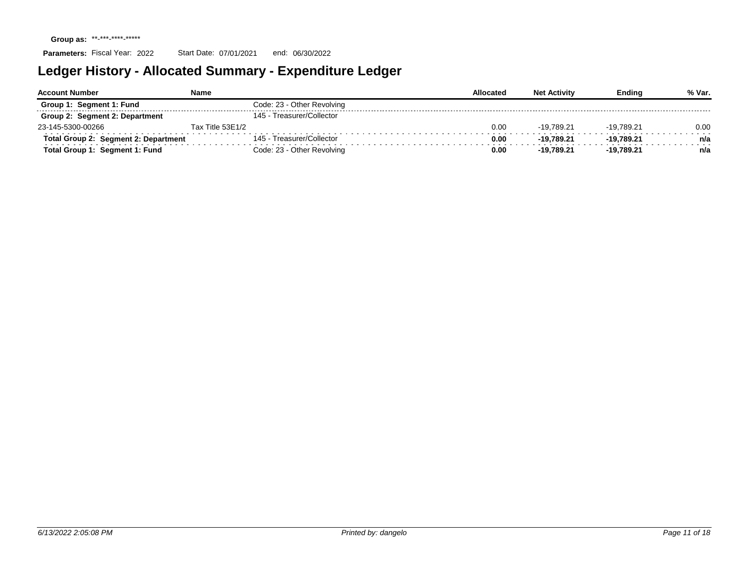**Group as:** \*\*-\*\*\*-\*\*\*\*-\*\*\*\*\*

**Parameters:** Fiscal Year: 2022 Start Date: 07/01/2021 end: 06/30/2022

# Ledger History - Allocated Summary - Expenditure Ledger

| Account Number | Name | | Allocated | Net Activity | Ending | % Var. |
|---|---|---|---|---|---|---|
| **Group 1: Segment 1: Fund** | | Code: 23 - Other Revolving | | | | |
| **Group 2: Segment 2: Department** | | 145 - Treasurer/Collector | | | | |
| 23-145-5300-00266 | Tax Title 53E1/2 | | 0.00 | -19,789.21 | -19,789.21 | 0.00 |
| **Total Group 2: Segment 2: Department** | | 145 - Treasurer/Collector | **0.00** | **-19,789.21** | **-19,789.21** | **n/a** |
| **Total Group 1: Segment 1: Fund** | | Code: 23 - Other Revolving | **0.00** | **-19,789.21** | **-19,789.21** | **n/a** |

*6/13/2022 2:05:08 PM* *Printed by: dangelo*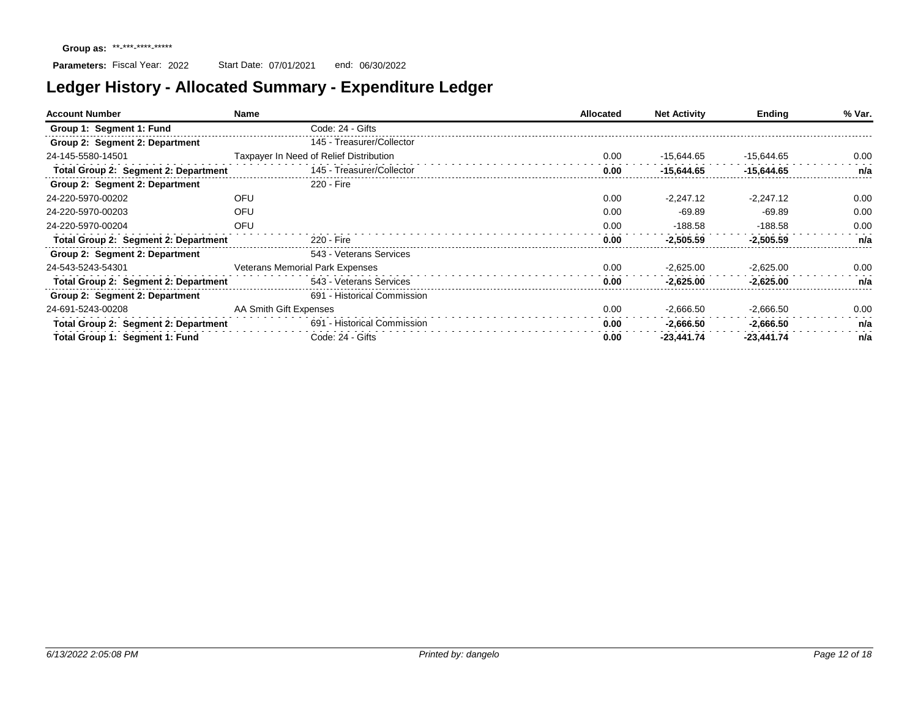**Group as:** \*\*-\*\*\*-\*\*\*\*-\*\*\*\*\*

**Parameters:** Fiscal Year: 2022 Start Date: 07/01/2021 end: 06/30/2022

# Ledger History - Allocated Summary - Expenditure Ledger

| Account Number | Name | | Allocated | Net Activity | Ending | % Var. |
|---|---|---|---|---|---|---|
| **Group 1: Segment 1: Fund** | | Code: 24 - Gifts | | | | |
| **Group 2: Segment 2: Department** | | 145 - Treasurer/Collector | | | | |
| 24-145-5580-14501 | Taxpayer In Need of Relief Distribution | | 0.00 | -15,644.65 | -15,644.65 | 0.00 |
| **Total Group 2: Segment 2: Department** | | 145 - Treasurer/Collector | **0.00** | **-15,644.65** | **-15,644.65** | **n/a** |
| **Group 2: Segment 2: Department** | | 220 - Fire | | | | |
| 24-220-5970-00202 | OFU | | 0.00 | -2,247.12 | -2,247.12 | 0.00 |
| 24-220-5970-00203 | OFU | | 0.00 | -69.89 | -69.89 | 0.00 |
| 24-220-5970-00204 | OFU | | 0.00 | -188.58 | -188.58 | 0.00 |
| **Total Group 2: Segment 2: Department** | | 220 - Fire | **0.00** | **-2,505.59** | **-2,505.59** | **n/a** |
| **Group 2: Segment 2: Department** | | 543 - Veterans Services | | | | |
| 24-543-5243-54301 | Veterans Memorial Park Expenses | | 0.00 | -2,625.00 | -2,625.00 | 0.00 |
| **Total Group 2: Segment 2: Department** | | 543 - Veterans Services | **0.00** | **-2,625.00** | **-2,625.00** | **n/a** |
| **Group 2: Segment 2: Department** | | 691 - Historical Commission | | | | |
| 24-691-5243-00208 | AA Smith Gift Expenses | | 0.00 | -2,666.50 | -2,666.50 | 0.00 |
| **Total Group 2: Segment 2: Department** | | 691 - Historical Commission | **0.00** | **-2,666.50** | **-2,666.50** | **n/a** |
| **Total Group 1: Segment 1: Fund** | | Code: 24 - Gifts | **0.00** | **-23,441.74** | **-23,441.74** | **n/a** |

*6/13/2022 2:05:08 PM* *Printed by: dangelo*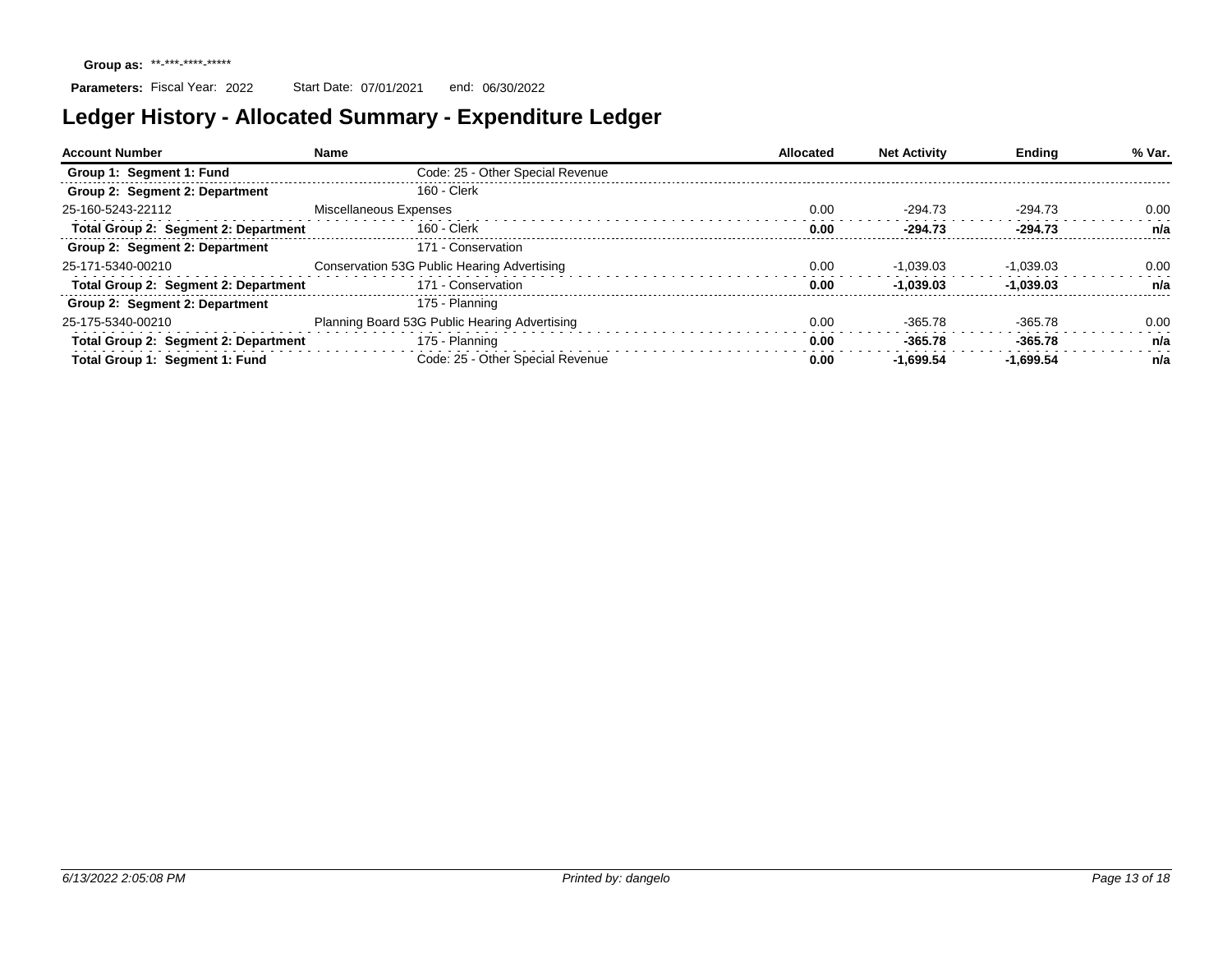**Group as:** \*\*-\*\*\*-\*\*\*\*-\*\*\*\*\*

**Parameters:** Fiscal Year: 2022 Start Date: 07/01/2021 end: 06/30/2022

# Ledger History - Allocated Summary - Expenditure Ledger

| Account Number | Name | Allocated | Net Activity | Ending | % Var. |
|---|---|---|---|---|---|
| **Group 1: Segment 1: Fund** | Code: 25 - Other Special Revenue | | | | |
| **Group 2: Segment 2: Department** | 160 - Clerk | | | | |
| 25-160-5243-22112 | Miscellaneous Expenses | 0.00 | -294.73 | -294.73 | 0.00 |
| **Total Group 2: Segment 2: Department** | 160 - Clerk | **0.00** | **-294.73** | **-294.73** | **n/a** |
| **Group 2: Segment 2: Department** | 171 - Conservation | | | | |
| 25-171-5340-00210 | Conservation 53G Public Hearing Advertising | 0.00 | -1,039.03 | -1,039.03 | 0.00 |
| **Total Group 2: Segment 2: Department** | 171 - Conservation | **0.00** | **-1,039.03** | **-1,039.03** | **n/a** |
| **Group 2: Segment 2: Department** | 175 - Planning | | | | |
| 25-175-5340-00210 | Planning Board 53G Public Hearing Advertising | 0.00 | -365.78 | -365.78 | 0.00 |
| **Total Group 2: Segment 2: Department** | 175 - Planning | **0.00** | **-365.78** | **-365.78** | **n/a** |
| **Total Group 1: Segment 1: Fund** | Code: 25 - Other Special Revenue | **0.00** | **-1,699.54** | **-1,699.54** | **n/a** |

*6/13/2022 2:05:08 PM* *Printed by: dangelo*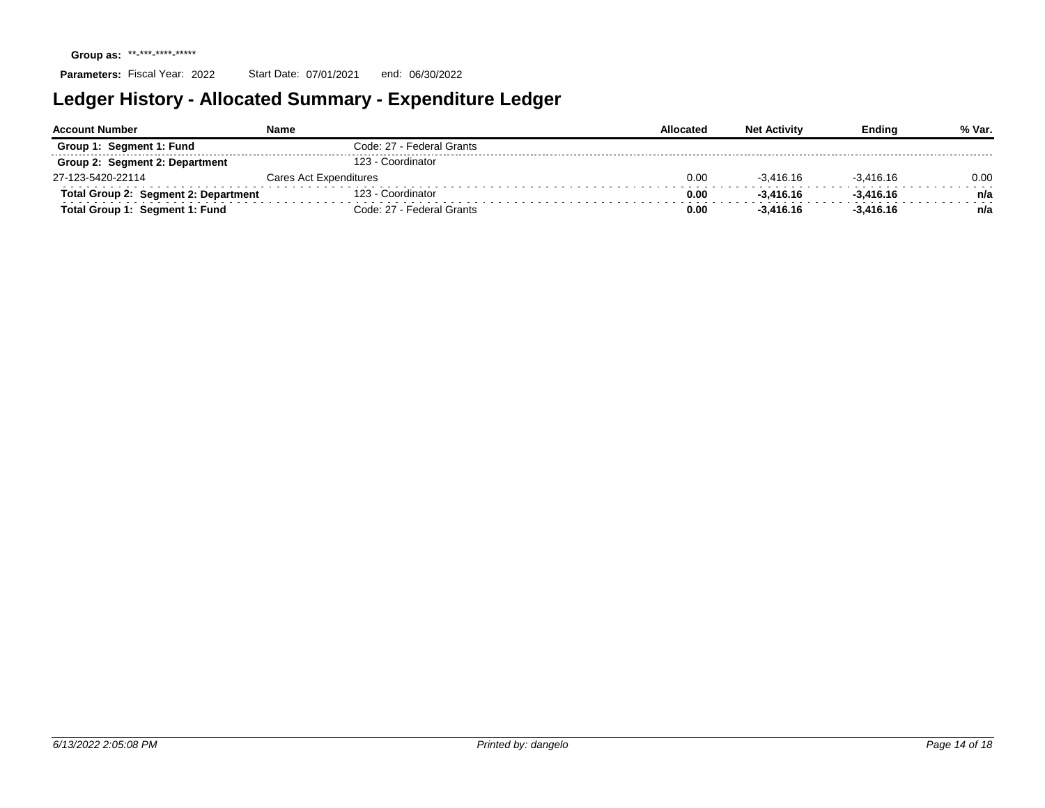**Group as:** \*\*-\*\*\*-\*\*\*\*-\*\*\*\*\*

**Parameters:** Fiscal Year: 2022 Start Date: 07/01/2021 end: 06/30/2022

# Ledger History - Allocated Summary - Expenditure Ledger

| Account Number | Name | | Allocated | Net Activity | Ending | % Var. |
|---|---|---|---|---|---|---|
| **Group 1: Segment 1: Fund** | | Code: 27 - Federal Grants | | | | |
| **Group 2: Segment 2: Department** | | 123 - Coordinator | | | | |
| 27-123-5420-22114 | Cares Act Expenditures | | 0.00 | -3,416.16 | -3,416.16 | 0.00 |
| **Total Group 2: Segment 2: Department** | | 123 - Coordinator | **0.00** | **-3,416.16** | **-3,416.16** | **n/a** |
| **Total Group 1: Segment 1: Fund** | | Code: 27 - Federal Grants | **0.00** | **-3,416.16** | **-3,416.16** | **n/a** |

*6/13/2022 2:05:08 PM* *Printed by: dangelo*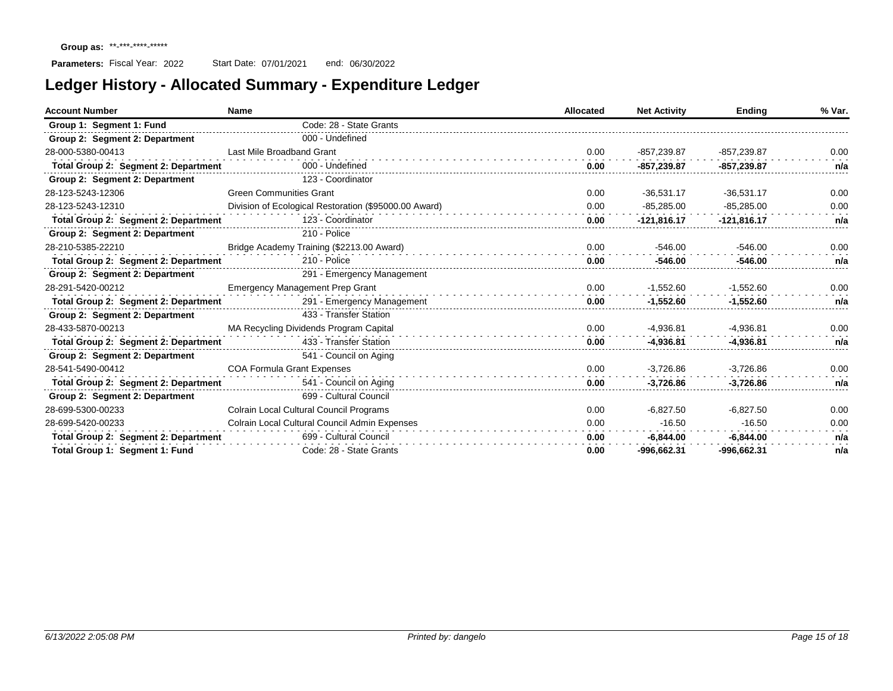**Group as:** \*\*-\*\*\*-\*\*\*\*-\*\*\*\*\*

**Parameters:** Fiscal Year: 2022 Start Date: 07/01/2021 end: 06/30/2022

# Ledger History - Allocated Summary - Expenditure Ledger

| Account Number | Name | Allocated | Net Activity | Ending | % Var. |
|---|---|---|---|---|---|
| **Group 1: Segment 1: Fund** | Code: 28 - State Grants | | | | |
| **Group 2: Segment 2: Department** | 000 - Undefined | | | | |
| 28-000-5380-00413 | Last Mile Broadband Grant | 0.00 | -857,239.87 | -857,239.87 | 0.00 |
| **Total Group 2: Segment 2: Department** | 000 - Undefined | **0.00** | **-857,239.87** | **-857,239.87** | **n/a** |
| **Group 2: Segment 2: Department** | 123 - Coordinator | | | | |
| 28-123-5243-12306 | Green Communities Grant | 0.00 | -36,531.17 | -36,531.17 | 0.00 |
| 28-123-5243-12310 | Division of Ecological Restoration ($95000.00 Award) | 0.00 | -85,285.00 | -85,285.00 | 0.00 |
| **Total Group 2: Segment 2: Department** | 123 - Coordinator | **0.00** | **-121,816.17** | **-121,816.17** | **n/a** |
| **Group 2: Segment 2: Department** | 210 - Police | | | | |
| 28-210-5385-22210 | Bridge Academy Training ($2213.00 Award) | 0.00 | -546.00 | -546.00 | 0.00 |
| **Total Group 2: Segment 2: Department** | 210 - Police | **0.00** | **-546.00** | **-546.00** | **n/a** |
| **Group 2: Segment 2: Department** | 291 - Emergency Management | | | | |
| 28-291-5420-00212 | Emergency Management Prep Grant | 0.00 | -1,552.60 | -1,552.60 | 0.00 |
| **Total Group 2: Segment 2: Department** | 291 - Emergency Management | **0.00** | **-1,552.60** | **-1,552.60** | **n/a** |
| **Group 2: Segment 2: Department** | 433 - Transfer Station | | | | |
| 28-433-5870-00213 | MA Recycling Dividends Program Capital | 0.00 | -4,936.81 | -4,936.81 | 0.00 |
| **Total Group 2: Segment 2: Department** | 433 - Transfer Station | **0.00** | **-4,936.81** | **-4,936.81** | **n/a** |
| **Group 2: Segment 2: Department** | 541 - Council on Aging | | | | |
| 28-541-5490-00412 | COA Formula Grant Expenses | 0.00 | -3,726.86 | -3,726.86 | 0.00 |
| **Total Group 2: Segment 2: Department** | 541 - Council on Aging | **0.00** | **-3,726.86** | **-3,726.86** | **n/a** |
| **Group 2: Segment 2: Department** | 699 - Cultural Council | | | | |
| 28-699-5300-00233 | Colrain Local Cultural Council Programs | 0.00 | -6,827.50 | -6,827.50 | 0.00 |
| 28-699-5420-00233 | Colrain Local Cultural Council Admin Expenses | 0.00 | -16.50 | -16.50 | 0.00 |
| **Total Group 2: Segment 2: Department** | 699 - Cultural Council | **0.00** | **-6,844.00** | **-6,844.00** | **n/a** |
| **Total Group 1: Segment 1: Fund** | Code: 28 - State Grants | **0.00** | **-996,662.31** | **-996,662.31** | **n/a** |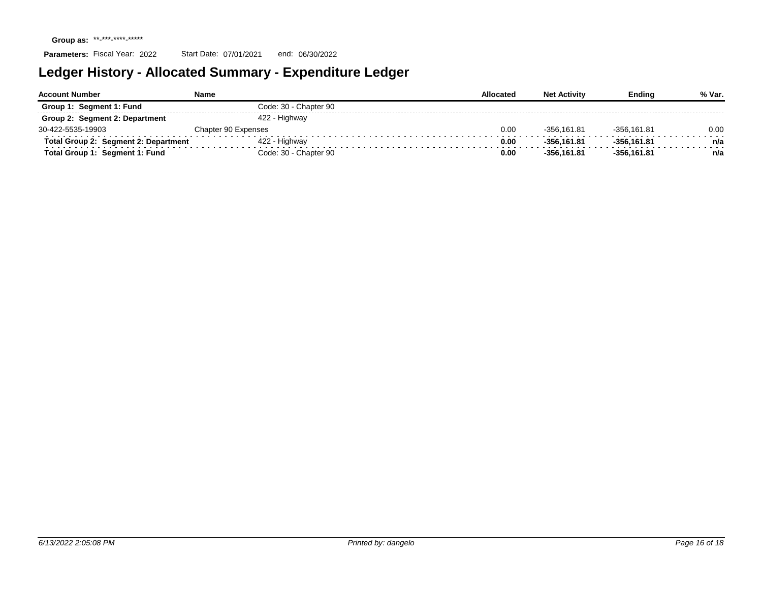**Group as:** \*\*-\*\*\*-\*\*\*\*-\*\*\*\*\*

**Parameters:** Fiscal Year: 2022 Start Date: 07/01/2021 end: 06/30/2022

# Ledger History - Allocated Summary - Expenditure Ledger

| Account Number | Name | | Allocated | Net Activity | Ending | % Var. |
|---|---|---|---|---|---|---|
| **Group 1: Segment 1: Fund** | | Code: 30 - Chapter 90 | | | | |
| **Group 2: Segment 2: Department** | | 422 - Highway | | | | |
| 30-422-5535-19903 | Chapter 90 Expenses | | 0.00 | -356,161.81 | -356,161.81 | 0.00 |
| **Total Group 2: Segment 2: Department** | | 422 - Highway | **0.00** | **-356,161.81** | **-356,161.81** | **n/a** |
| **Total Group 1: Segment 1: Fund** | | Code: 30 - Chapter 90 | **0.00** | **-356,161.81** | **-356,161.81** | **n/a** |

*6/13/2022 2:05:08 PM* *Printed by: dangelo*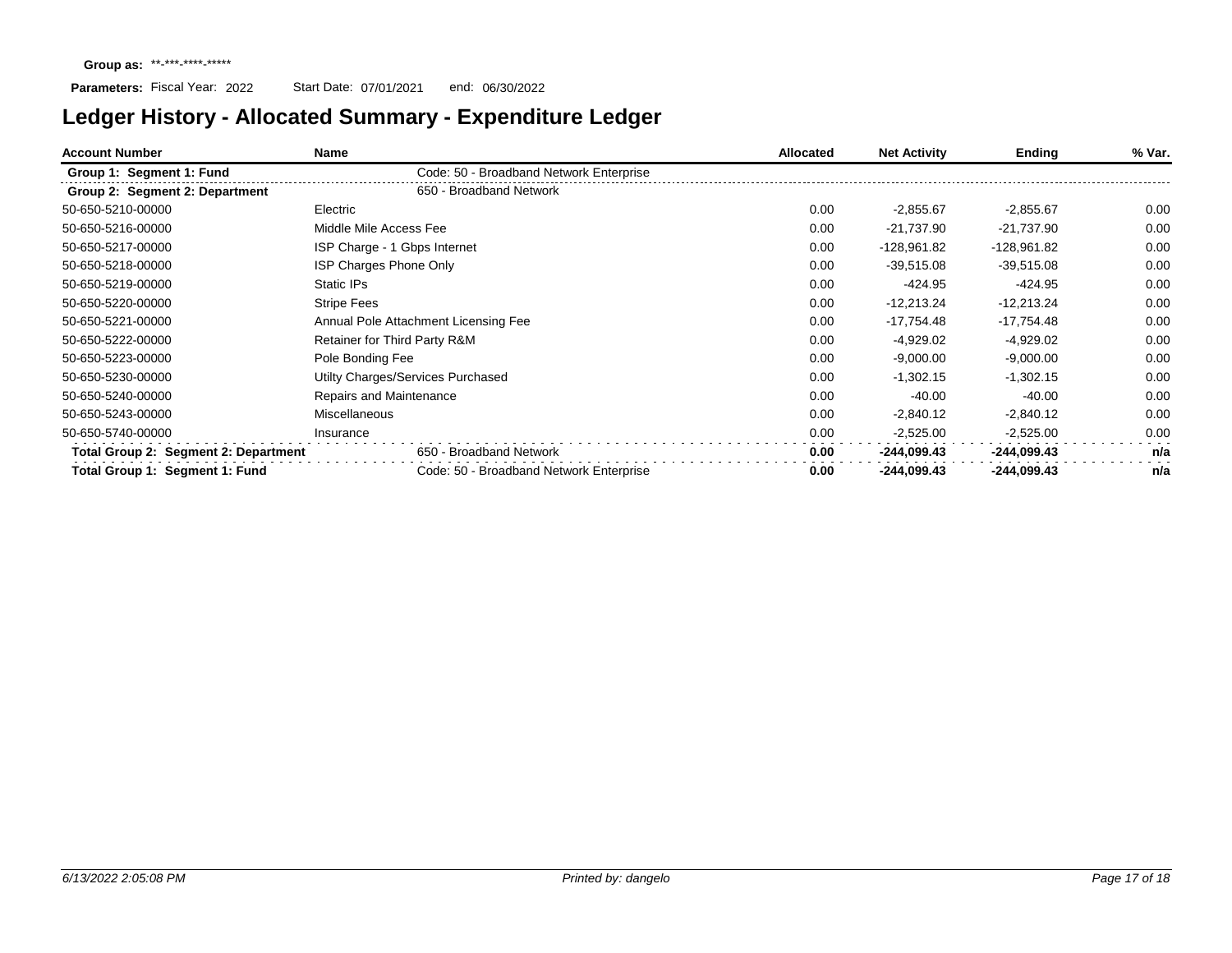**Group as:** \*\*-\*\*\*-\*\*\*\*-\*\*\*\*\*

**Parameters:** Fiscal Year: 2022 Start Date: 07/01/2021 end: 06/30/2022

# Ledger History - Allocated Summary - Expenditure Ledger

| Account Number | Name | Allocated | Net Activity | Ending | % Var. |
|---|---|---|---|---|---|
| **Group 1: Segment 1: Fund** | Code: 50 - Broadband Network Enterprise | | | | |
| **Group 2: Segment 2: Department** | 650 - Broadband Network | | | | |
| 50-650-5210-00000 | Electric | 0.00 | -2,855.67 | -2,855.67 | 0.00 |
| 50-650-5216-00000 | Middle Mile Access Fee | 0.00 | -21,737.90 | -21,737.90 | 0.00 |
| 50-650-5217-00000 | ISP Charge - 1 Gbps Internet | 0.00 | -128,961.82 | -128,961.82 | 0.00 |
| 50-650-5218-00000 | ISP Charges Phone Only | 0.00 | -39,515.08 | -39,515.08 | 0.00 |
| 50-650-5219-00000 | Static IPs | 0.00 | -424.95 | -424.95 | 0.00 |
| 50-650-5220-00000 | Stripe Fees | 0.00 | -12,213.24 | -12,213.24 | 0.00 |
| 50-650-5221-00000 | Annual Pole Attachment Licensing Fee | 0.00 | -17,754.48 | -17,754.48 | 0.00 |
| 50-650-5222-00000 | Retainer for Third Party R&M | 0.00 | -4,929.02 | -4,929.02 | 0.00 |
| 50-650-5223-00000 | Pole Bonding Fee | 0.00 | -9,000.00 | -9,000.00 | 0.00 |
| 50-650-5230-00000 | Utilty Charges/Services Purchased | 0.00 | -1,302.15 | -1,302.15 | 0.00 |
| 50-650-5240-00000 | Repairs and Maintenance | 0.00 | -40.00 | -40.00 | 0.00 |
| 50-650-5243-00000 | Miscellaneous | 0.00 | -2,840.12 | -2,840.12 | 0.00 |
| 50-650-5740-00000 | Insurance | 0.00 | -2,525.00 | -2,525.00 | 0.00 |
| **Total Group 2: Segment 2: Department** | 650 - Broadband Network | **0.00** | **-244,099.43** | **-244,099.43** | **n/a** |
| **Total Group 1: Segment 1: Fund** | Code: 50 - Broadband Network Enterprise | **0.00** | **-244,099.43** | **-244,099.43** | **n/a** |

*6/13/2022 2:05:08 PM* *Printed by: dangelo*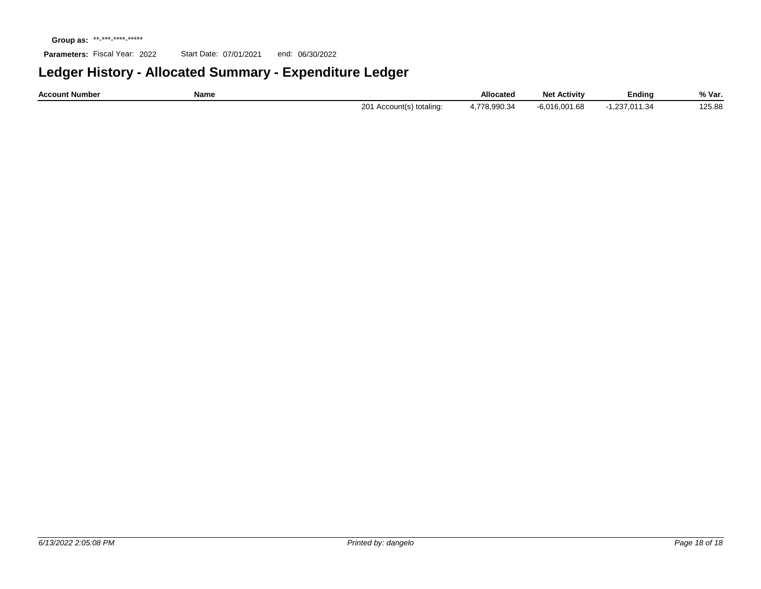**Group as:** \*\*-\*\*\*-\*\*\*\*-\*\*\*\*\*

**Parameters:** Fiscal Year: 2022 Start Date: 07/01/2021 end: 06/30/2022

# Ledger History - Allocated Summary - Expenditure Ledger

| Account Number | Name | Allocated | Net Activity | Ending | % Var. |
|---|---|---|---|---|---|
| | 201 Account(s) totaling: | 4,778,990.34 | -6,016,001.68 | -1,237,011.34 | 125.88 |

*6/13/2022 2:05:08 PM*

*Printed by: dangelo*